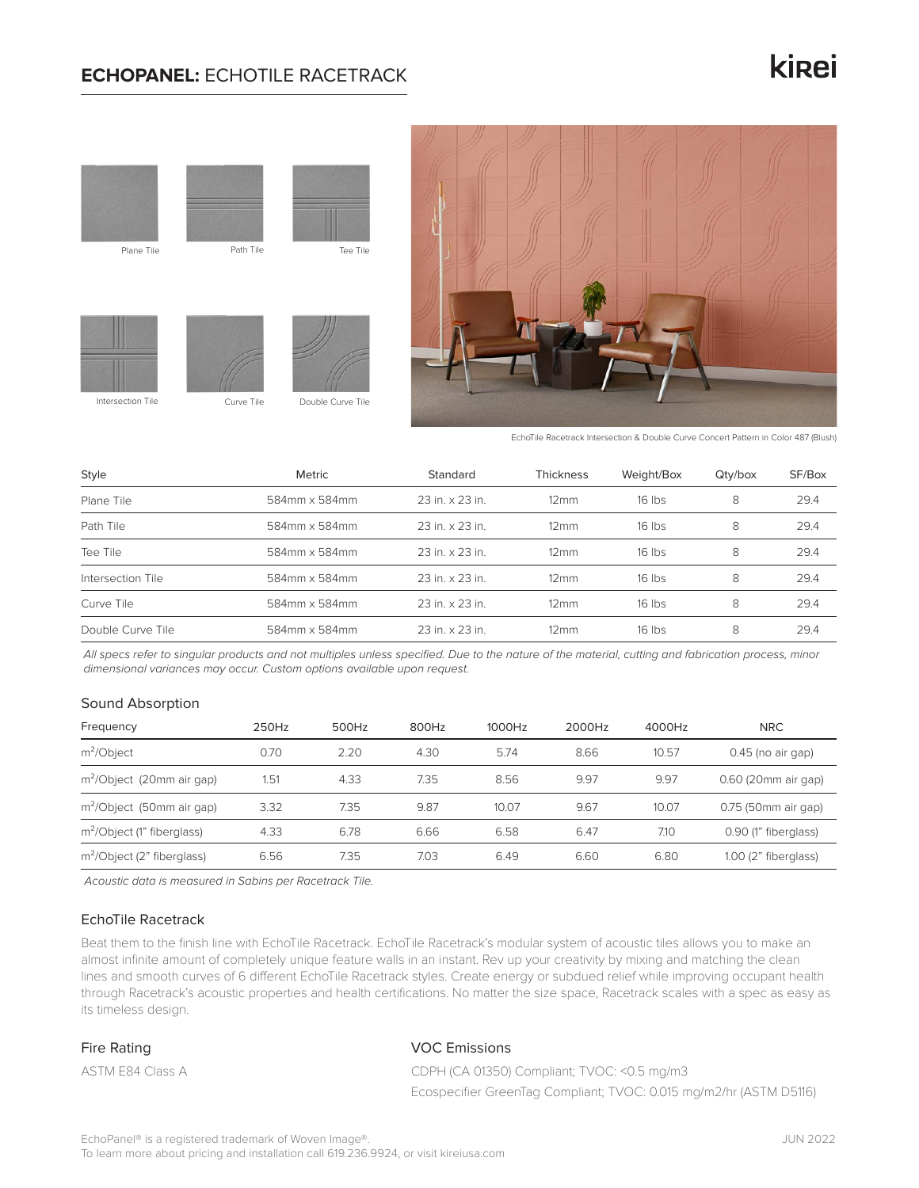# ECHOPANEL: ECHOTILE RACETRACK

kirei

Plane Tile

Path Tile

Tee Tile

Intersection Tile

Curve Tile

Double Curve Tile

EchoTile Racetrack Intersection & Double Curve Concert Pattern in Color 487 (Blush)

| Style | Metric | Standard | Thickness | Weight/Box | Qty/box | SF/Box |
|---|---|---|---|---|---|---|
| Plane Tile | 584mm x 584mm | 23 in. x 23 in. | 12mm | 16 lbs | 8 | 29.4 |
| Path Tile | 584mm x 584mm | 23 in. x 23 in. | 12mm | 16 lbs | 8 | 29.4 |
| Tee Tile | 584mm x 584mm | 23 in. x 23 in. | 12mm | 16 lbs | 8 | 29.4 |
| Intersection Tile | 584mm x 584mm | 23 in. x 23 in. | 12mm | 16 lbs | 8 | 29.4 |
| Curve Tile | 584mm x 584mm | 23 in. x 23 in. | 12mm | 16 lbs | 8 | 29.4 |
| Double Curve Tile | 584mm x 584mm | 23 in. x 23 in. | 12mm | 16 lbs | 8 | 29.4 |

*All specs refer to singular products and not multiples unless specified. Due to the nature of the material, cutting and fabrication process, minor dimensional variances may occur. Custom options available upon request.*

## Sound Absorption

| Frequency | 250Hz | 500Hz | 800Hz | 1000Hz | 2000Hz | 4000Hz | NRC |
|---|---|---|---|---|---|---|---|
| $m^2$/Object | 0.70 | 2.20 | 4.30 | 5.74 | 8.66 | 10.57 | 0.45 (no air gap) |
| $m^2$/Object (20mm air gap) | 1.51 | 4.33 | 7.35 | 8.56 | 9.97 | 9.97 | 0.60 (20mm air gap) |
| $m^2$/Object (50mm air gap) | 3.32 | 7.35 | 9.87 | 10.07 | 9.67 | 10.07 | 0.75 (50mm air gap) |
| $m^2$/Object (1" fiberglass) | 4.33 | 6.78 | 6.66 | 6.58 | 6.47 | 7.10 | 0.90 (1" fiberglass) |
| $m^2$/Object (2" fiberglass) | 6.56 | 7.35 | 7.03 | 6.49 | 6.60 | 6.80 | 1.00 (2" fiberglass) |

*Acoustic data is measured in Sabins per Racetrack Tile.*

## EchoTile Racetrack

Beat them to the finish line with EchoTile Racetrack. EchoTile Racetrack's modular system of acoustic tiles allows you to make an almost infinite amount of completely unique feature walls in an instant. Rev up your creativity by mixing and matching the clean lines and smooth curves of 6 different EchoTile Racetrack styles. Create energy or subdued relief while improving occupant health through Racetrack's acoustic properties and health certifications. No matter the size space, Racetrack scales with a spec as easy as its timeless design.

## Fire Rating

ASTM E84 Class A

## VOC Emissions

CDPH (CA 01350) Compliant; TVOC: <0.5 mg/m3

Ecospecifier GreenTag Compliant; TVOC: 0.015 mg/m2/hr (ASTM D5116)

EchoPanel® is a registered trademark of Woven Image®.
To learn more about pricing and installation call 619.236.9924, or visit kireiusa.com

JUN 2022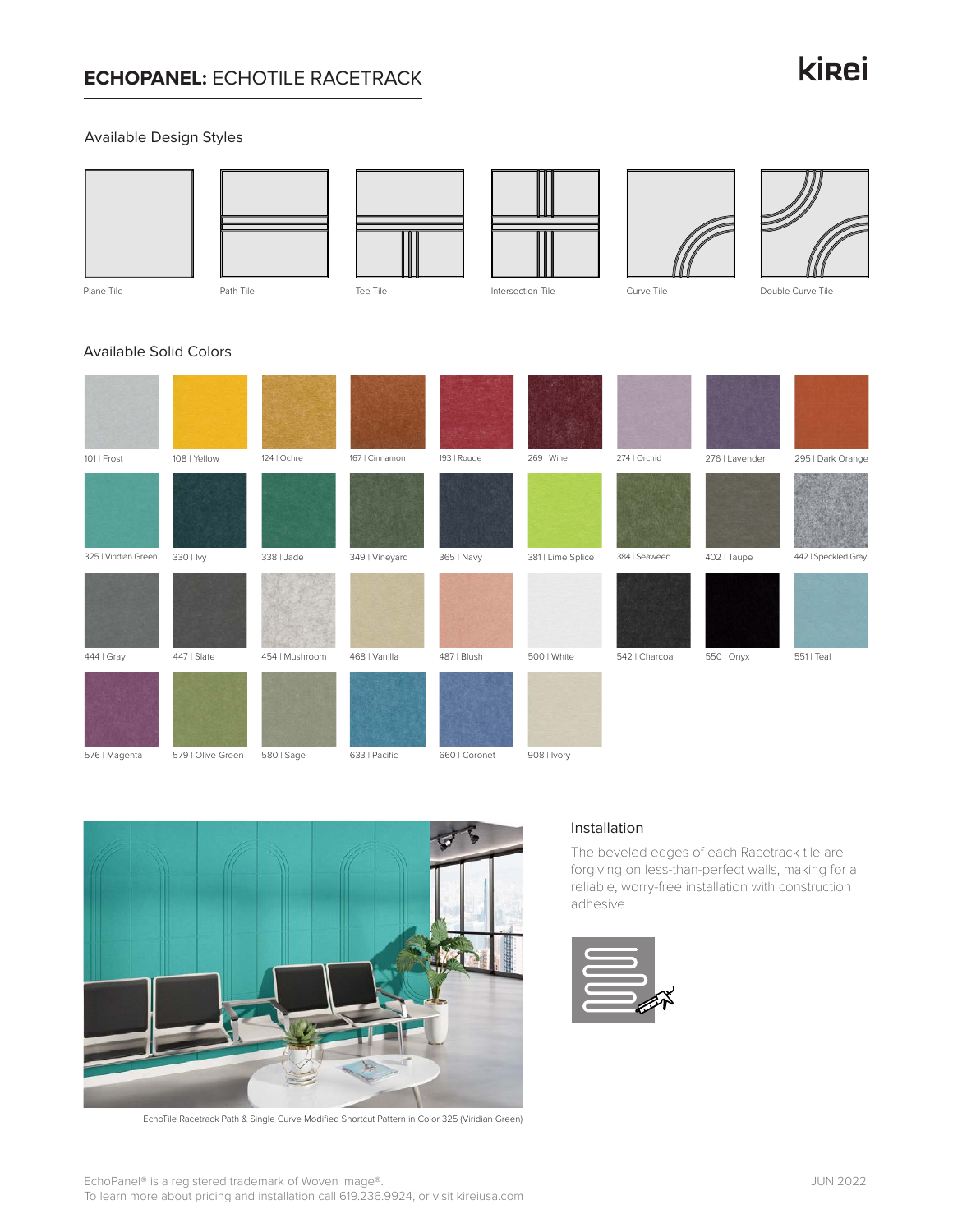## **ECHOPANEL:** ECHOTILE RACETRACK

kirei

### Available Design Styles

Plane Tile

Path Tile

Tee Tile

Intersection Tile

Curve Tile

Double Curve Tile

### Available Solid Colors

101 | Frost

108 | Yellow

124 | Ochre

167 | Cinnamon

193 | Rouge

269 | Wine

274 | Orchid

276 | Lavender

295 | Dark Orange

325 | Viridian Green

330 | Ivy

338 | Jade

349 | Vineyard

365 | Navy

381 | Lime Splice

384 | Seaweed

402 | Taupe

442 | Speckled Gray

444 | Gray

447 | Slate

454 | Mushroom

468 | Vanilla

487 | Blush

500 | White

542 | Charcoal

550 | Onyx

551 | Teal

576 | Magenta

579 | Olive Green

580 | Sage

633 | Pacific

660 | Coronet

908 | Ivory

EchoTile Racetrack Path & Single Curve Modified Shortcut Pattern in Color 325 (Viridian Green)

### Installation

The beveled edges of each Racetrack tile are forgiving on less-than-perfect walls, making for a reliable, worry-free installation with construction adhesive.

EchoPanel® is a registered trademark of Woven Image®.
To learn more about pricing and installation call 619.236.9924, or visit kireiusa.com

JUN 2022